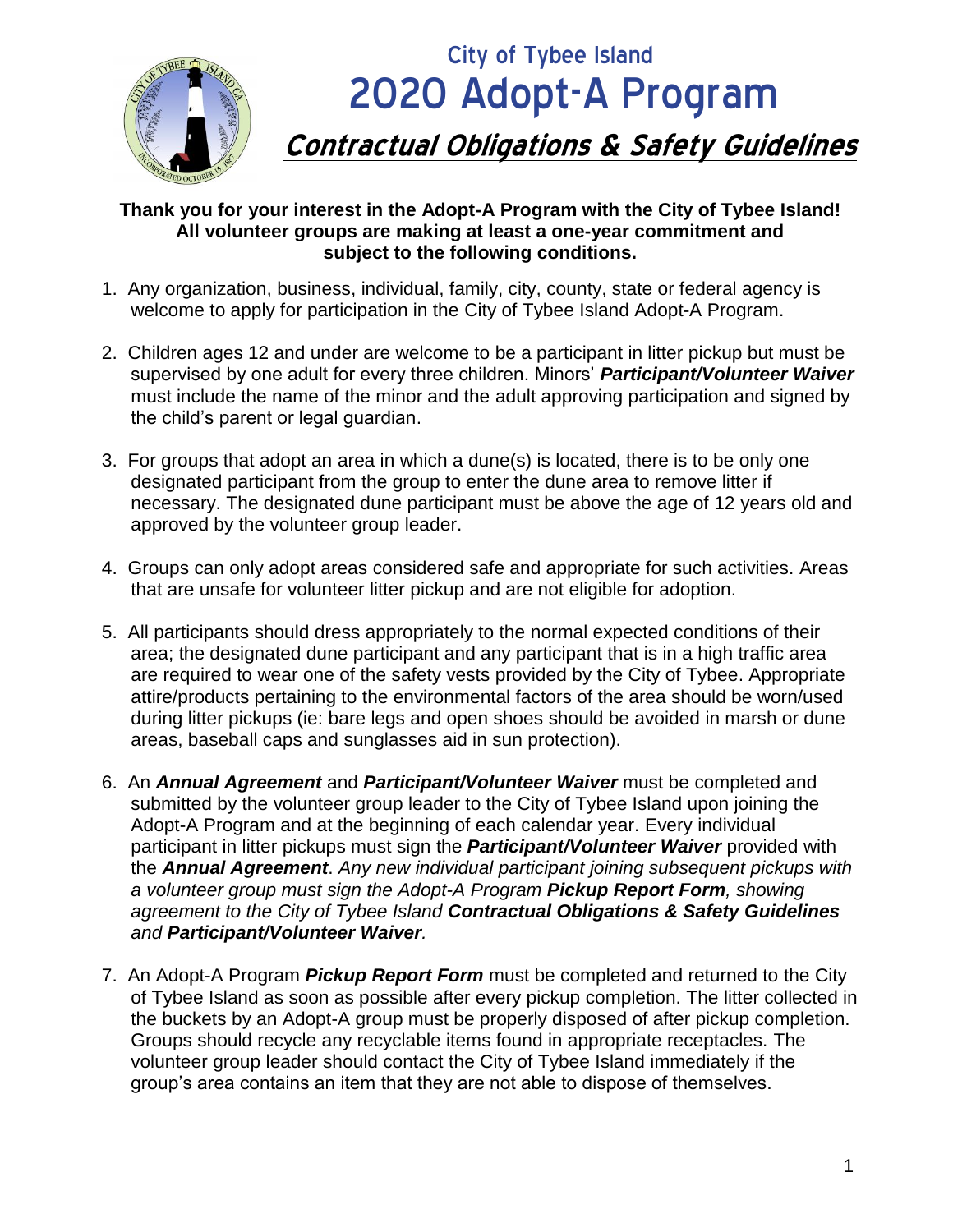# City of Tybee Island

# 2020 Adopt-A Program

## *Contractual Obligations & Safety Guidelines*

**Thank you for your interest in the Adopt-A Program with the City of Tybee Island! All volunteer groups are making at least a one-year commitment and subject to the following conditions.**

1. Any organization, business, individual, family, city, county, state or federal agency is welcome to apply for participation in the City of Tybee Island Adopt-A Program.

2. Children ages 12 and under are welcome to be a participant in litter pickup but must be supervised by one adult for every three children. Minors' ***Participant/Volunteer Waiver*** must include the name of the minor and the adult approving participation and signed by the child's parent or legal guardian.

3. For groups that adopt an area in which a dune(s) is located, there is to be only one designated participant from the group to enter the dune area to remove litter if necessary. The designated dune participant must be above the age of 12 years old and approved by the volunteer group leader.

4. Groups can only adopt areas considered safe and appropriate for such activities. Areas that are unsafe for volunteer litter pickup and are not eligible for adoption.

5. All participants should dress appropriately to the normal expected conditions of their area; the designated dune participant and any participant that is in a high traffic area are required to wear one of the safety vests provided by the City of Tybee. Appropriate attire/products pertaining to the environmental factors of the area should be worn/used during litter pickups (ie: bare legs and open shoes should be avoided in marsh or dune areas, baseball caps and sunglasses aid in sun protection).

6. An ***Annual Agreement*** and ***Participant/Volunteer Waiver*** must be completed and submitted by the volunteer group leader to the City of Tybee Island upon joining the Adopt-A Program and at the beginning of each calendar year. Every individual participant in litter pickups must sign the ***Participant/Volunteer Waiver*** provided with the ***Annual Agreement***. *Any new individual participant joining subsequent pickups with a volunteer group must sign the Adopt-A Program* ***Pickup Report Form****, showing agreement to the City of Tybee Island* ***Contractual Obligations & Safety Guidelines*** *and* ***Participant/Volunteer Waiver****.*

7. An Adopt-A Program ***Pickup Report Form*** must be completed and returned to the City of Tybee Island as soon as possible after every pickup completion. The litter collected in the buckets by an Adopt-A group must be properly disposed of after pickup completion. Groups should recycle any recyclable items found in appropriate receptacles. The volunteer group leader should contact the City of Tybee Island immediately if the group's area contains an item that they are not able to dispose of themselves.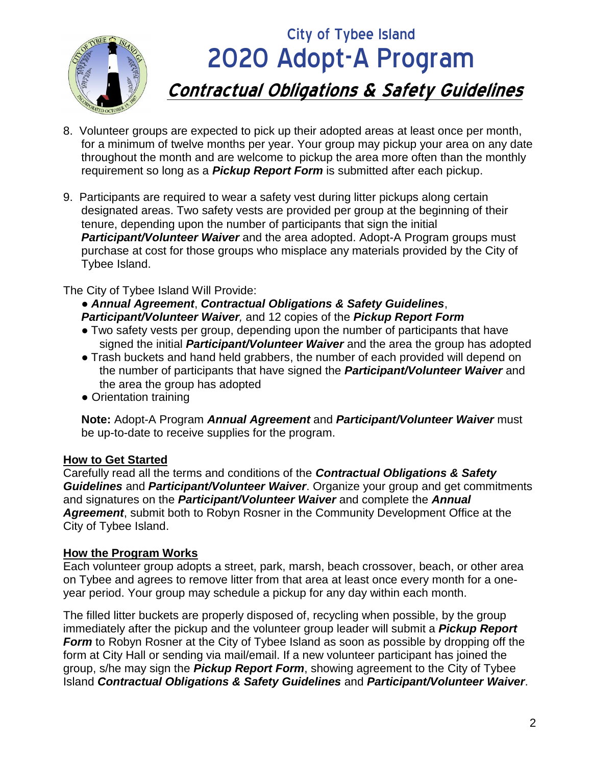8. Volunteer groups are expected to pick up their adopted areas at least once per month, for a minimum of twelve months per year. Your group may pickup your area on any date throughout the month and are welcome to pickup the area more often than the monthly requirement so long as a ***Pickup Report Form*** is submitted after each pickup.

9. Participants are required to wear a safety vest during litter pickups along certain designated areas. Two safety vests are provided per group at the beginning of their tenure, depending upon the number of participants that sign the initial ***Participant/Volunteer Waiver*** and the area adopted. Adopt-A Program groups must purchase at cost for those groups who misplace any materials provided by the City of Tybee Island.

The City of Tybee Island Will Provide:

- ***Annual Agreement***, ***Contractual Obligations & Safety Guidelines***, ***Participant/Volunteer Waiver***, and 12 copies of the ***Pickup Report Form***
- Two safety vests per group, depending upon the number of participants that have signed the initial ***Participant/Volunteer Waiver*** and the area the group has adopted
- Trash buckets and hand held grabbers, the number of each provided will depend on the number of participants that have signed the ***Participant/Volunteer Waiver*** and the area the group has adopted
- Orientation training

**Note:** Adopt-A Program ***Annual Agreement*** and ***Participant/Volunteer Waiver*** must be up-to-date to receive supplies for the program.

## How to Get Started

Carefully read all the terms and conditions of the ***Contractual Obligations & Safety Guidelines*** and ***Participant/Volunteer Waiver***. Organize your group and get commitments and signatures on the ***Participant/Volunteer Waiver*** and complete the ***Annual Agreement***, submit both to Robyn Rosner in the Community Development Office at the City of Tybee Island.

## How the Program Works

Each volunteer group adopts a street, park, marsh, beach crossover, beach, or other area on Tybee and agrees to remove litter from that area at least once every month for a one-year period. Your group may schedule a pickup for any day within each month.

The filled litter buckets are properly disposed of, recycling when possible, by the group immediately after the pickup and the volunteer group leader will submit a ***Pickup Report Form*** to Robyn Rosner at the City of Tybee Island as soon as possible by dropping off the form at City Hall or sending via mail/email. If a new volunteer participant has joined the group, s/he may sign the ***Pickup Report Form***, showing agreement to the City of Tybee Island ***Contractual Obligations & Safety Guidelines*** and ***Participant/Volunteer Waiver***.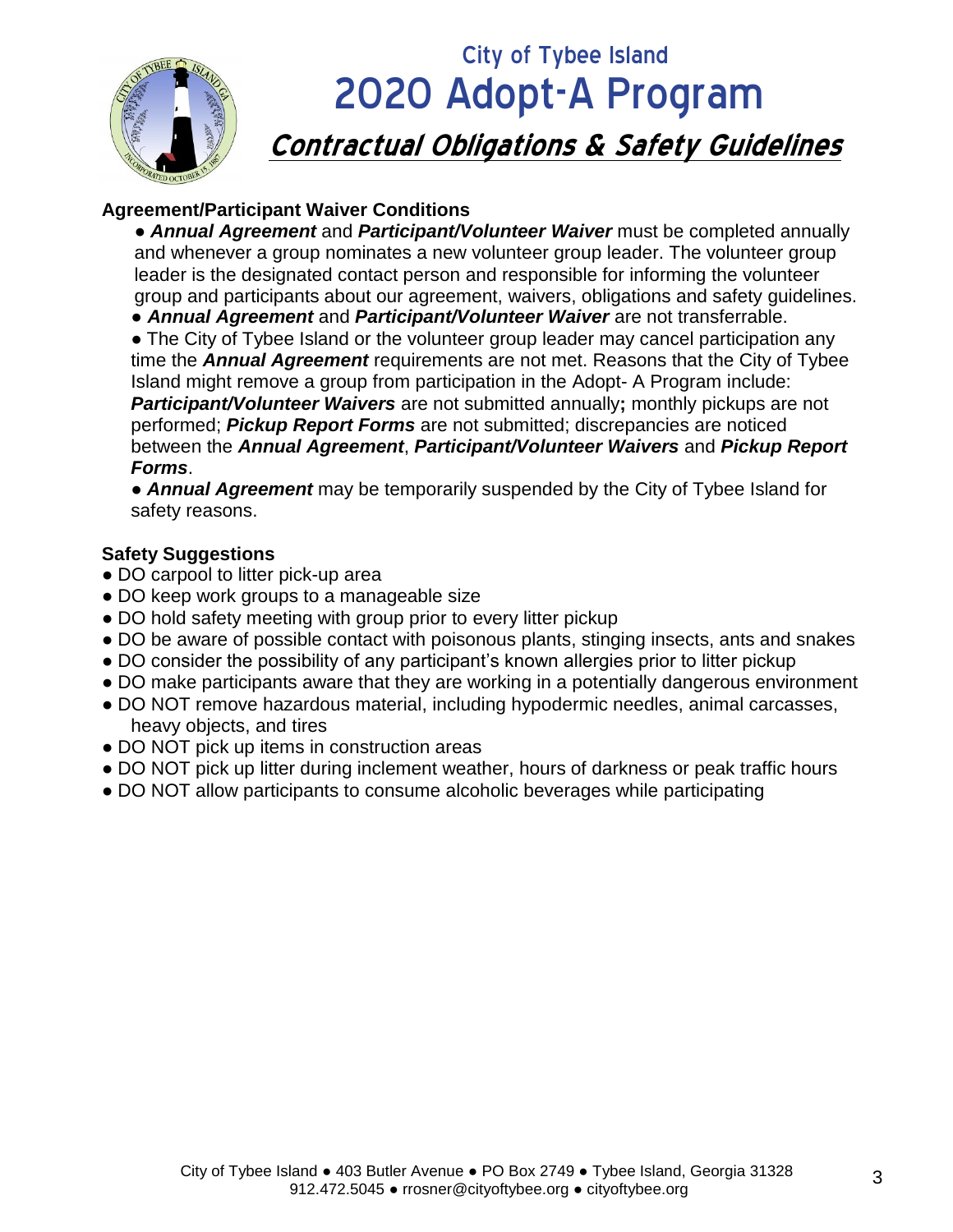# City of Tybee Island

# 2020 Adopt-A Program

## Contractual Obligations & Safety Guidelines

**Agreement/Participant Waiver Conditions**

- ***Annual Agreement*** and ***Participant/Volunteer Waiver*** must be completed annually and whenever a group nominates a new volunteer group leader. The volunteer group leader is the designated contact person and responsible for informing the volunteer group and participants about our agreement, waivers, obligations and safety guidelines.
- ***Annual Agreement*** and ***Participant/Volunteer Waiver*** are not transferrable.
- The City of Tybee Island or the volunteer group leader may cancel participation any time the ***Annual Agreement*** requirements are not met. Reasons that the City of Tybee Island might remove a group from participation in the Adopt- A Program include: ***Participant/Volunteer Waivers*** are not submitted annually**;** monthly pickups are not performed; ***Pickup Report Forms*** are not submitted; discrepancies are noticed between the ***Annual Agreement***, ***Participant/Volunteer Waivers*** and ***Pickup Report Forms***.
- ***Annual Agreement*** may be temporarily suspended by the City of Tybee Island for safety reasons.

**Safety Suggestions**

- DO carpool to litter pick-up area
- DO keep work groups to a manageable size
- DO hold safety meeting with group prior to every litter pickup
- DO be aware of possible contact with poisonous plants, stinging insects, ants and snakes
- DO consider the possibility of any participant's known allergies prior to litter pickup
- DO make participants aware that they are working in a potentially dangerous environment
- DO NOT remove hazardous material, including hypodermic needles, animal carcasses, heavy objects, and tires
- DO NOT pick up items in construction areas
- DO NOT pick up litter during inclement weather, hours of darkness or peak traffic hours
- DO NOT allow participants to consume alcoholic beverages while participating

City of Tybee Island ● 403 Butler Avenue ● PO Box 2749 ● Tybee Island, Georgia 31328
912.472.5045 ● rrosner@cityoftybee.org ● cityoftybee.org